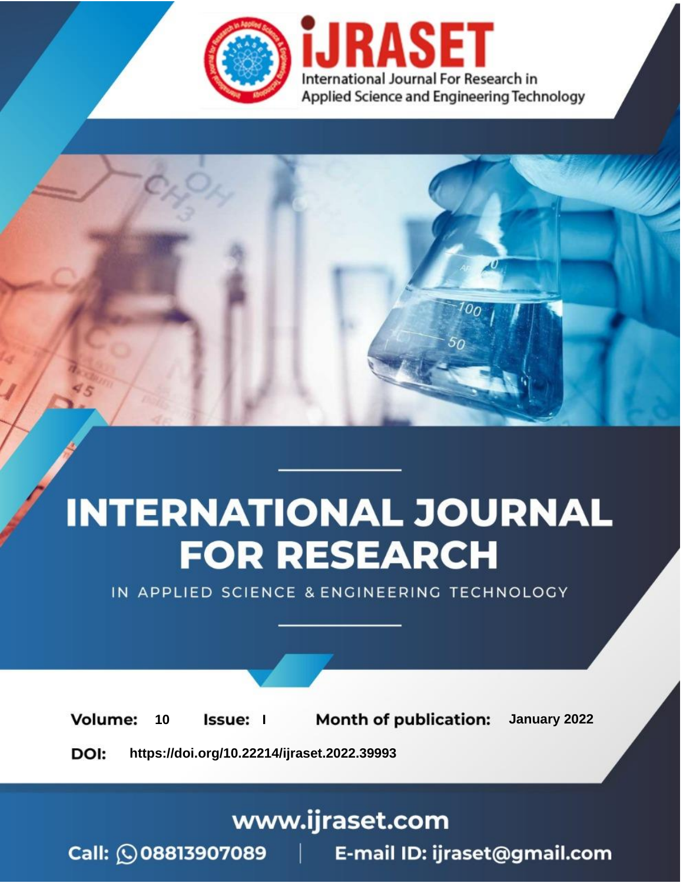iJRASET

International Journal For Research in Applied Science and Engineering Technology

# INTERNATIONAL JOURNAL FOR RESEARCH

IN APPLIED SCIENCE & ENGINEERING TECHNOLOGY

**Volume:** 10 **Issue:** I **Month of publication:** January 2022

**DOI:** https://doi.org/10.22214/ijraset.2022.39993

www.ijraset.com

Call: 08813907089 | E-mail ID: ijraset@gmail.com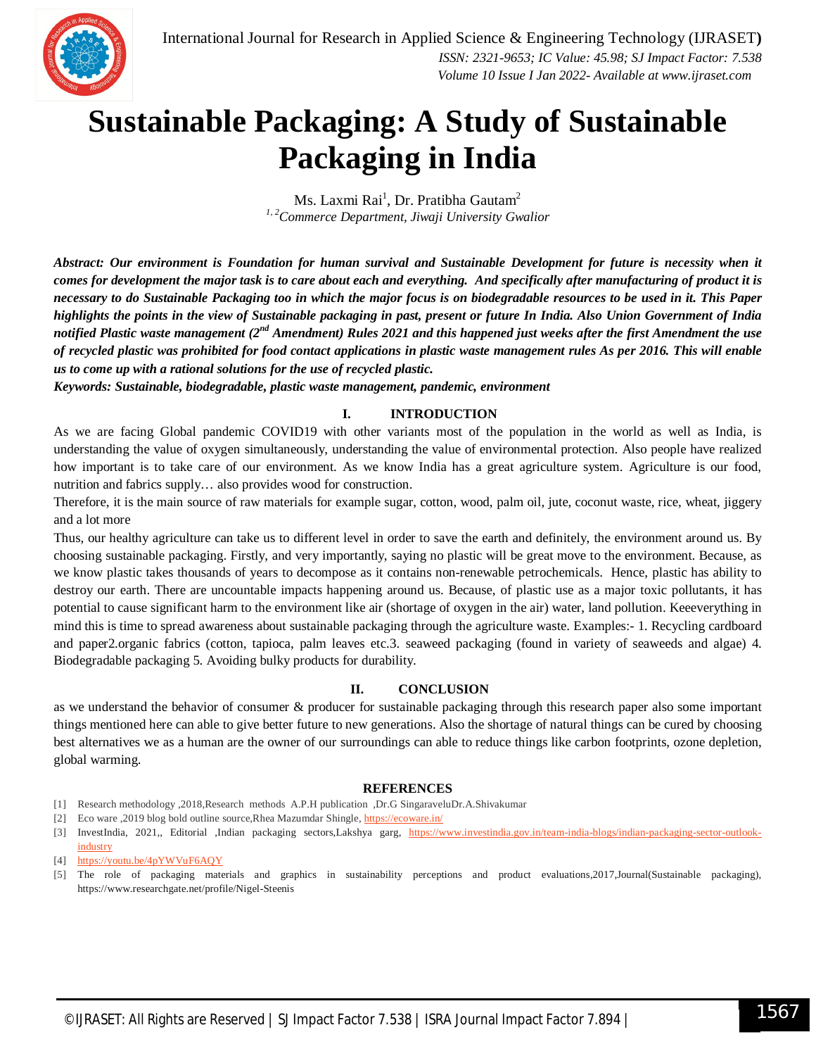# Sustainable Packaging: A Study of Sustainable Packaging in India

Ms. Laxmi Rai[1], Dr. Pratibha Gautam[2]

[1, 2]*Commerce Department, Jiwaji University Gwalior*

***Abstract:** Our environment is Foundation for human survival and Sustainable Development for future is necessity when it comes for development the major task is to care about each and everything. And specifically after manufacturing of product it is necessary to do Sustainable Packaging too in which the major focus is on biodegradable resources to be used in it. This Paper highlights the points in the view of Sustainable packaging in past, present or future In India. Also Union Government of India notified Plastic waste management (2nd Amendment) Rules 2021 and this happened just weeks after the first Amendment the use of recycled plastic was prohibited for food contact applications in plastic waste management rules As per 2016. This will enable us to come up with a rational solutions for the use of recycled plastic.*

***Keywords:** Sustainable, biodegradable, plastic waste management, pandemic, environment*

## I. INTRODUCTION

As we are facing Global pandemic COVID19 with other variants most of the population in the world as well as India, is understanding the value of oxygen simultaneously, understanding the value of environmental protection. Also people have realized how important is to take care of our environment. As we know India has a great agriculture system. Agriculture is our food, nutrition and fabrics supply… also provides wood for construction.

Therefore, it is the main source of raw materials for example sugar, cotton, wood, palm oil, jute, coconut waste, rice, wheat, jiggery and a lot more

Thus, our healthy agriculture can take us to different level in order to save the earth and definitely, the environment around us. By choosing sustainable packaging. Firstly, and very importantly, saying no plastic will be great move to the environment. Because, as we know plastic takes thousands of years to decompose as it contains non-renewable petrochemicals. Hence, plastic has ability to destroy our earth. There are uncountable impacts happening around us. Because, of plastic use as a major toxic pollutants, it has potential to cause significant harm to the environment like air (shortage of oxygen in the air) water, land pollution. Keeeverything in mind this is time to spread awareness about sustainable packaging through the agriculture waste. Examples:- 1. Recycling cardboard and paper2.organic fabrics (cotton, tapioca, palm leaves etc.3. seaweed packaging (found in variety of seaweeds and algae) 4. Biodegradable packaging 5. Avoiding bulky products for durability.

## II. CONCLUSION

as we understand the behavior of consumer & producer for sustainable packaging through this research paper also some important things mentioned here can able to give better future to new generations. Also the shortage of natural things can be cured by choosing best alternatives we as a human are the owner of our surroundings can able to reduce things like carbon footprints, ozone depletion, global warming.

## REFERENCES

[1] Research methodology ,2018,Research methods A.P.H publication ,Dr.G SingaraveluDr.A.Shivakumar

[2] Eco ware ,2019 blog bold outline source,Rhea Mazumdar Shingle, https://ecoware.in/

[3] InvestIndia, 2021,, Editorial ,Indian packaging sectors,Lakshya garg, https://www.investindia.gov.in/team-india-blogs/indian-packaging-sector-outlook-industry

[4] https://youtu.be/4pYWVuF6AQY

[5] The role of packaging materials and graphics in sustainability perceptions and product evaluations,2017,Journal(Sustainable packaging), https://www.researchgate.net/profile/Nigel-Steenis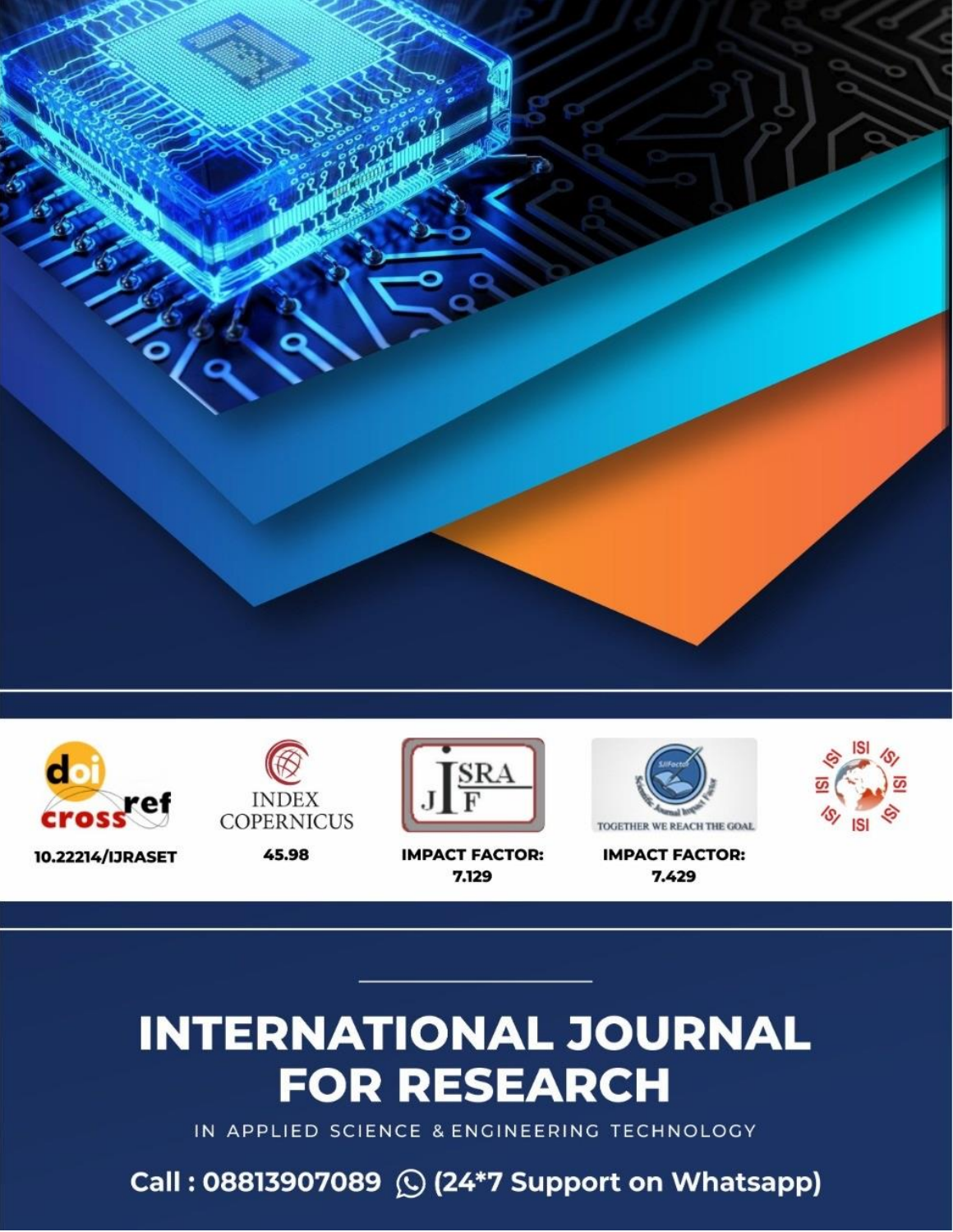10.22214/IJRASET

INDEX COPERNICUS

45.98

IMPACT FACTOR: 7.129

TOGETHER WE REACH THE GOAL

IMPACT FACTOR: 7.429

# INTERNATIONAL JOURNAL FOR RESEARCH

IN APPLIED SCIENCE & ENGINEERING TECHNOLOGY

Call : 08813907089 (24*7 Support on Whatsapp)